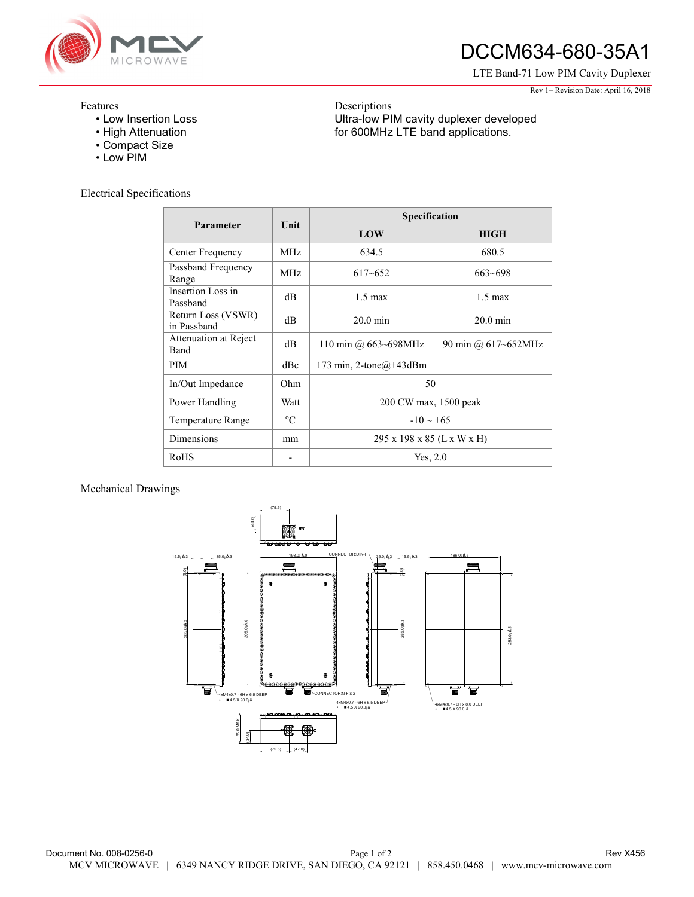# DCCM634-680-35A1

LTE Band-71 Low PIM Cavity Duplexer

Rev 1– Revision Date: April 16, 2018

Features
- Low Insertion Loss
- High Attenuation
- Compact Size
- Low PIM

Descriptions

Ultra-low PIM cavity duplexer developed for 600MHz LTE band applications.

Electrical Specifications

| Parameter | Unit | Specification | |
|---|---|---|---|
| | | LOW | HIGH |
| Center Frequency | MHz | 634.5 | 680.5 |
| Passband Frequency Range | MHz | 617~652 | 663~698 |
| Insertion Loss in Passband | dB | 1.5 max | 1.5 max |
| Return Loss (VSWR) in Passband | dB | 20.0 min | 20.0 min |
| Attenuation at Reject Band | dB | 110 min @ 663~698MHz | 90 min @ 617~652MHz |
| PIM | dBc | 173 min, 2-tone@+43dBm | |
| In/Out Impedance | Ohm | 50 | |
| Power Handling | Watt | 200 CW max, 1500 peak | |
| Temperature Range | °C | -10 ~ +65 | |
| Dimensions | mm | 295 x 198 x 85 (L x W x H) | |
| RoHS | - | Yes, 2.0 | |

Mechanical Drawings

Document No. 008-0256-0

Rev X456

MCV MICROWAVE | 6349 NANCY RIDGE DRIVE, SAN DIEGO, CA 92121 | 858.450.0468 | www.mcv-microwave.com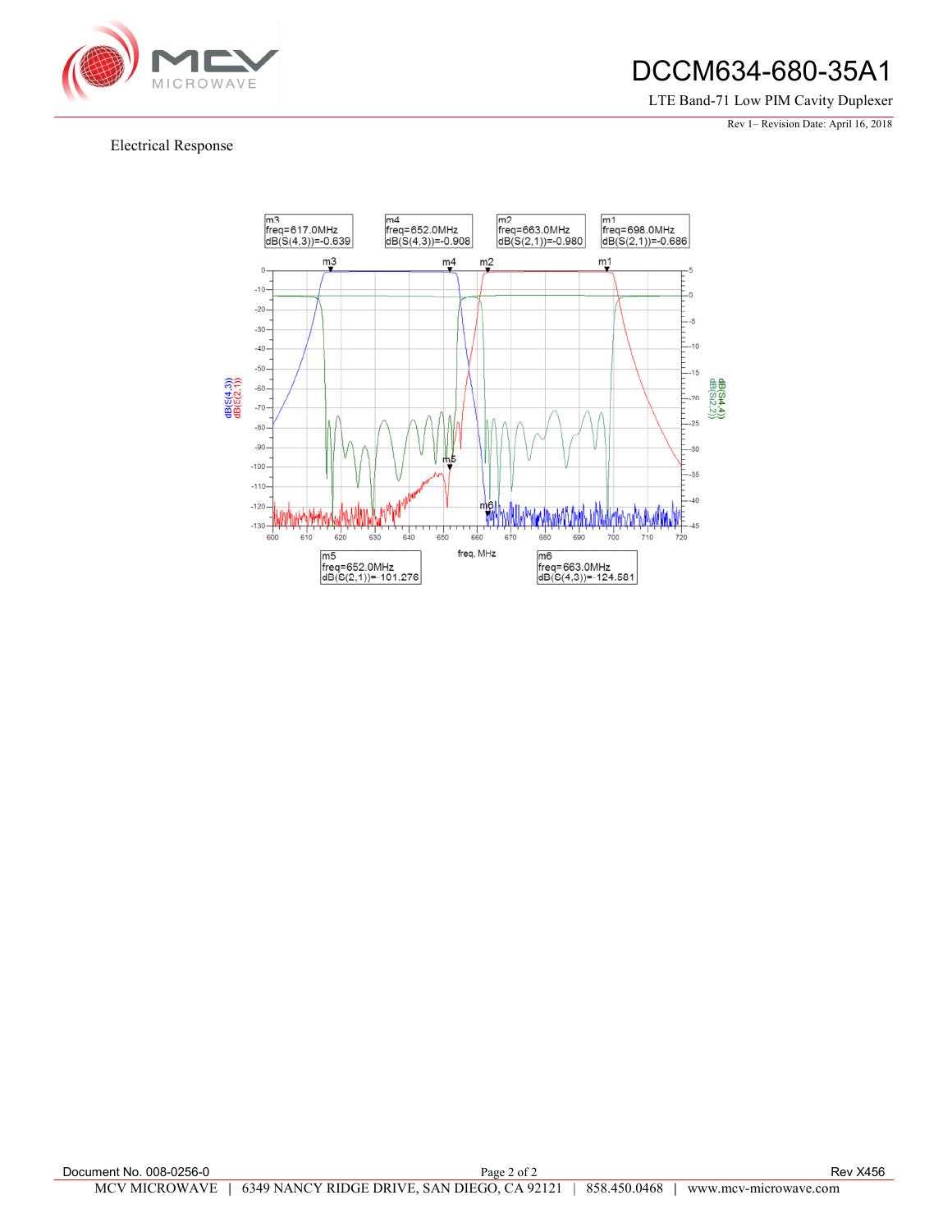# DCCM634-680-35A1

LTE Band-71 Low PIM Cavity Duplexer

Rev 1– Revision Date: April 16, 2018

Electrical Response

m3
freq=617.0MHz
dB(S(4,3))=-0.639

m4
freq=652.0MHz
dB(S(4,3))=-0.908

m2
freq=663.0MHz
dB(S(2,1))=-0.980

m1
freq=698.0MHz
dB(S(2,1))=-0.686

dB(S(4,3))
dB(S(2,1))

dB(S(4,4))
dB(S(2,2))

freq, MHz

m5
freq=652.0MHz
dB(S(2,1))=-101.276

m6
freq=663.0MHz
dB(S(4,3))=-124.581

Document No. 008-0256-0

Rev X456

MCV MICROWAVE | 6349 NANCY RIDGE DRIVE, SAN DIEGO, CA 92121 | 858.450.0468 | www.mcv-microwave.com